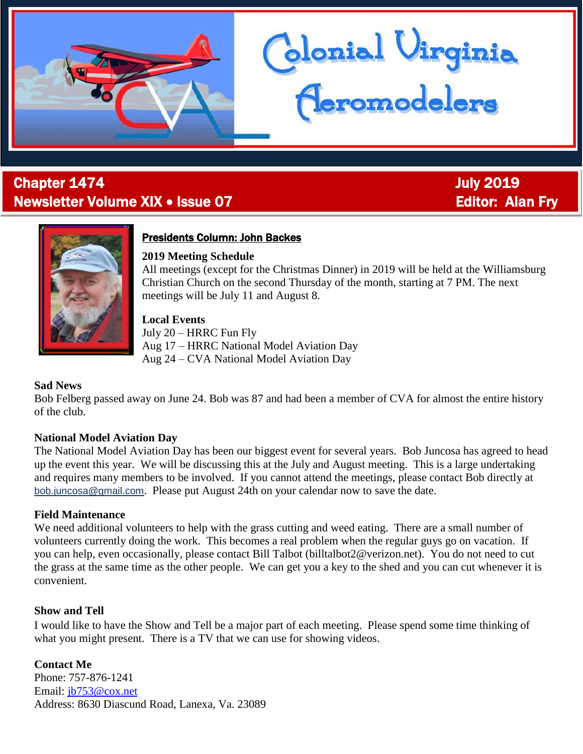# Colonial Virginia Aeromodelers

**Chapter 1474** **July 2019**
**Newsletter Volume XIX • Issue 07** **Editor: Alan Fry**

## Presidents Column: John Backes

**2019 Meeting Schedule**
All meetings (except for the Christmas Dinner) in 2019 will be held at the Williamsburg Christian Church on the second Thursday of the month, starting at 7 PM. The next meetings will be July 11 and August 8.

**Local Events**
July 20 – HRRC Fun Fly
Aug 17 – HRRC National Model Aviation Day
Aug 24 – CVA National Model Aviation Day

**Sad News**
Bob Felberg passed away on June 24. Bob was 87 and had been a member of CVA for almost the entire history of the club.

**National Model Aviation Day**
The National Model Aviation Day has been our biggest event for several years. Bob Juncosa has agreed to head up the event this year. We will be discussing this at the July and August meeting. This is a large undertaking and requires many members to be involved. If you cannot attend the meetings, please contact Bob directly at bob.juncosa@gmail.com. Please put August 24th on your calendar now to save the date.

**Field Maintenance**
We need additional volunteers to help with the grass cutting and weed eating. There are a small number of volunteers currently doing the work. This becomes a real problem when the regular guys go on vacation. If you can help, even occasionally, please contact Bill Talbot (billtalbot2@verizon.net). You do not need to cut the grass at the same time as the other people. We can get you a key to the shed and you can cut whenever it is convenient.

**Show and Tell**
I would like to have the Show and Tell be a major part of each meeting. Please spend some time thinking of what you might present. There is a TV that we can use for showing videos.

**Contact Me**
Phone: 757-876-1241
Email: jb753@cox.net
Address: 8630 Diascund Road, Lanexa, Va. 23089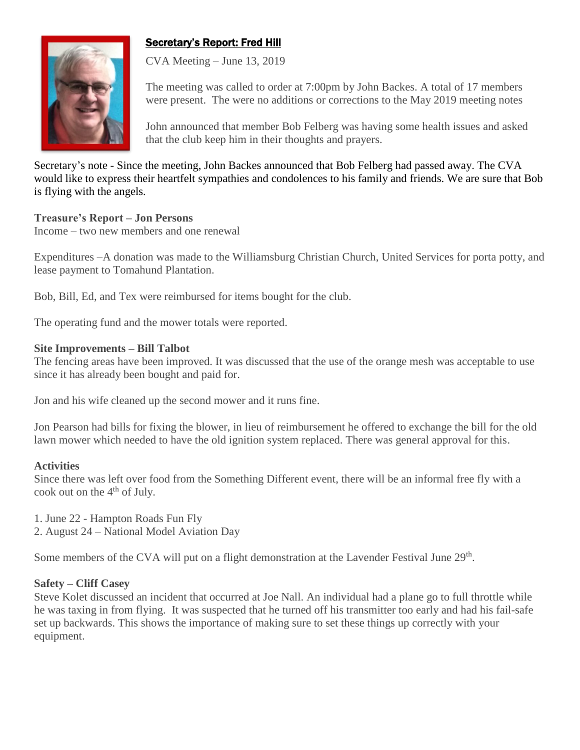## Secretary's Report: Fred Hill

CVA Meeting – June 13, 2019

The meeting was called to order at 7:00pm by John Backes. A total of 17 members were present. The were no additions or corrections to the May 2019 meeting notes

John announced that member Bob Felberg was having some health issues and asked that the club keep him in their thoughts and prayers.

Secretary's note - Since the meeting, John Backes announced that Bob Felberg had passed away. The CVA would like to express their heartfelt sympathies and condolences to his family and friends. We are sure that Bob is flying with the angels.

**Treasure's Report – Jon Persons**

Income – two new members and one renewal

Expenditures –A donation was made to the Williamsburg Christian Church, United Services for porta potty, and lease payment to Tomahund Plantation.

Bob, Bill, Ed, and Tex were reimbursed for items bought for the club.

The operating fund and the mower totals were reported.

**Site Improvements – Bill Talbot**

The fencing areas have been improved. It was discussed that the use of the orange mesh was acceptable to use since it has already been bought and paid for.

Jon and his wife cleaned up the second mower and it runs fine.

Jon Pearson had bills for fixing the blower, in lieu of reimbursement he offered to exchange the bill for the old lawn mower which needed to have the old ignition system replaced. There was general approval for this.

**Activities**

Since there was left over food from the Something Different event, there will be an informal free fly with a cook out on the 4th of July.

1. June 22 - Hampton Roads Fun Fly
2. August 24 – National Model Aviation Day

Some members of the CVA will put on a flight demonstration at the Lavender Festival June 29th.

**Safety – Cliff Casey**

Steve Kolet discussed an incident that occurred at Joe Nall. An individual had a plane go to full throttle while he was taxing in from flying. It was suspected that he turned off his transmitter too early and had his fail-safe set up backwards. This shows the importance of making sure to set these things up correctly with your equipment.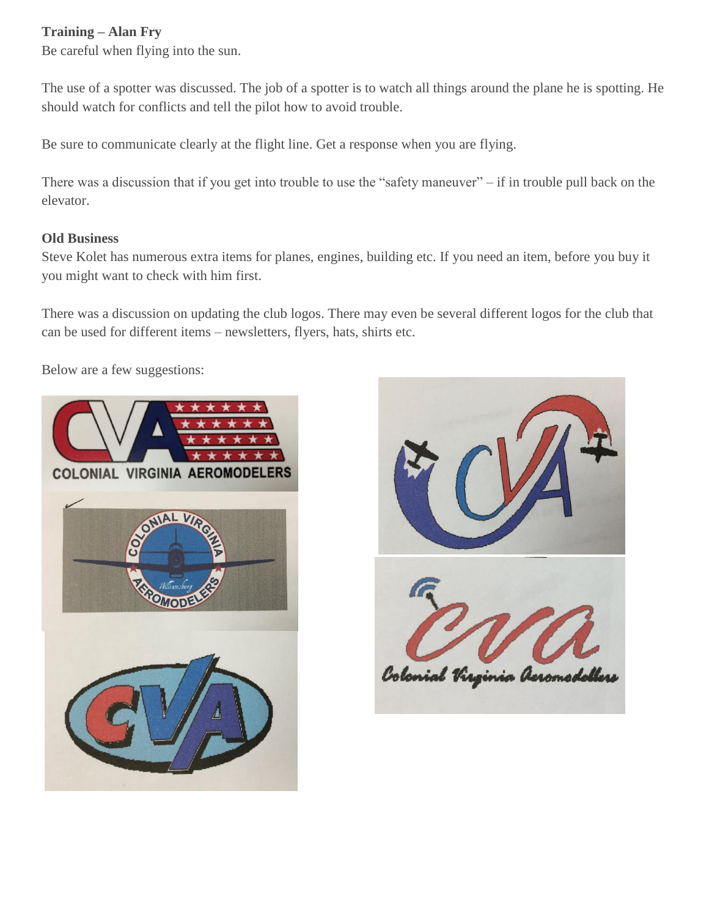**Training – Alan Fry**

Be careful when flying into the sun.

The use of a spotter was discussed. The job of a spotter is to watch all things around the plane he is spotting. He should watch for conflicts and tell the pilot how to avoid trouble.

Be sure to communicate clearly at the flight line. Get a response when you are flying.

There was a discussion that if you get into trouble to use the "safety maneuver" – if in trouble pull back on the elevator.

**Old Business**

Steve Kolet has numerous extra items for planes, engines, building etc. If you need an item, before you buy it you might want to check with him first.

There was a discussion on updating the club logos. There may even be several different logos for the club that can be used for different items – newsletters, flyers, hats, shirts etc.

Below are a few suggestions: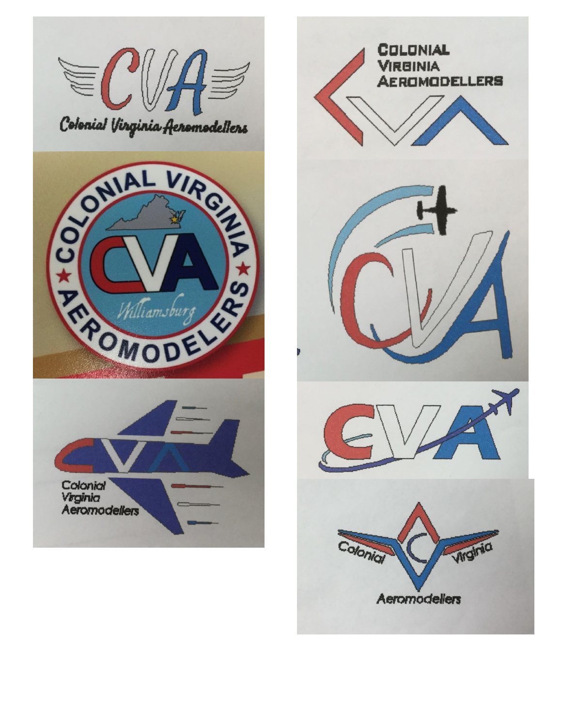CVA

Colonial Virginia Aeromodellers

COLONIAL VIRGINIA AEROMODELERS

CVA

Williamsburg

CVA

Colonial
Virginia
Aeromodellers

COLONIAL
VIRGINIA
AEROMODELLERS

CVA

CVA

CVA

Colonial Virginia

Aeromodellers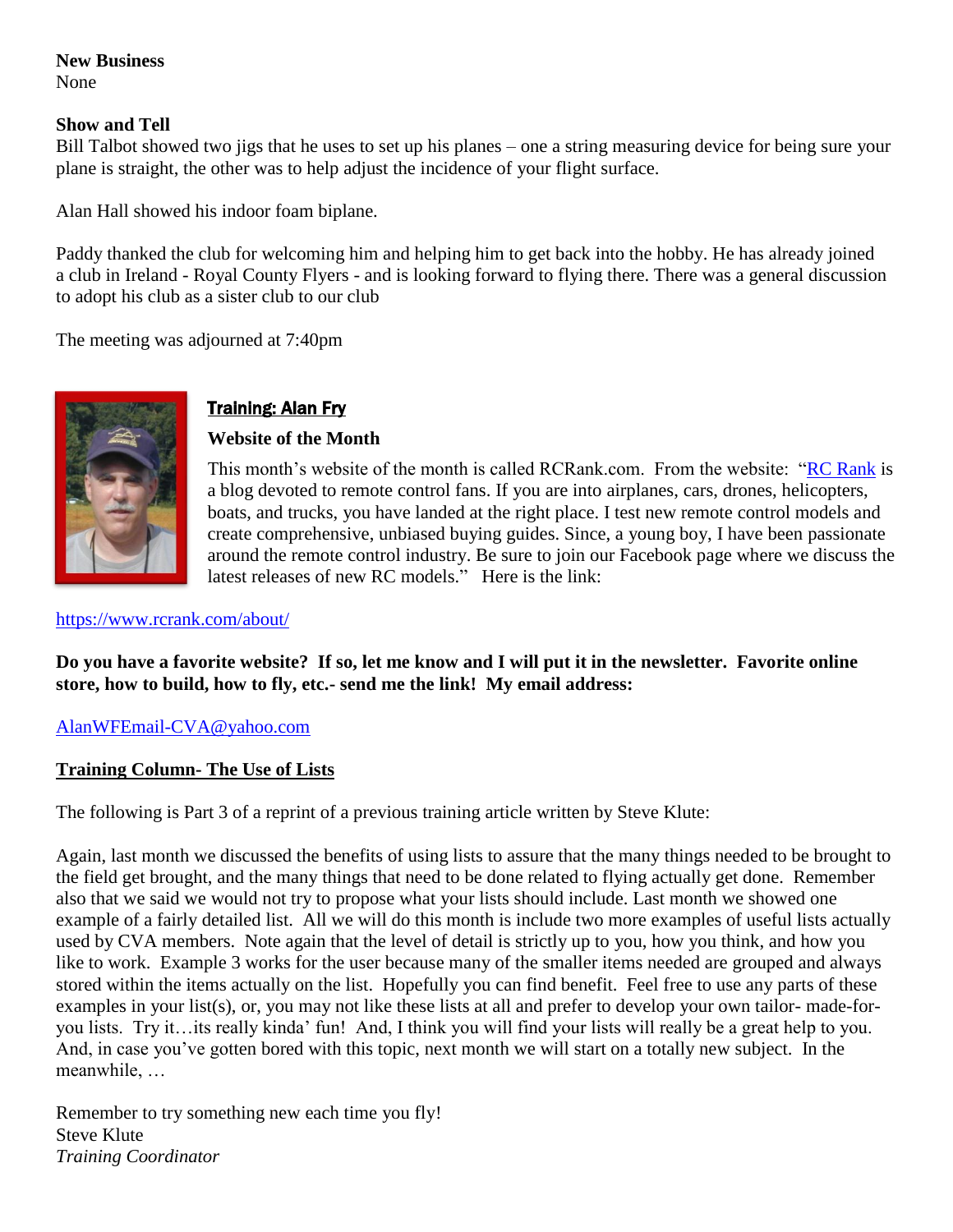**New Business**
None

**Show and Tell**
Bill Talbot showed two jigs that he uses to set up his planes – one a string measuring device for being sure your plane is straight, the other was to help adjust the incidence of your flight surface.

Alan Hall showed his indoor foam biplane.

Paddy thanked the club for welcoming him and helping him to get back into the hobby. He has already joined a club in Ireland - Royal County Flyers - and is looking forward to flying there. There was a general discussion to adopt his club as a sister club to our club

The meeting was adjourned at 7:40pm

## Training: Alan Fry

**Website of the Month**

This month's website of the month is called RCRank.com. From the website: "RC Rank is a blog devoted to remote control fans. If you are into airplanes, cars, drones, helicopters, boats, and trucks, you have landed at the right place. I test new remote control models and create comprehensive, unbiased buying guides. Since, a young boy, I have been passionate around the remote control industry. Be sure to join our Facebook page where we discuss the latest releases of new RC models." Here is the link:

https://www.rcrank.com/about/

**Do you have a favorite website? If so, let me know and I will put it in the newsletter. Favorite online store, how to build, how to fly, etc.- send me the link! My email address:**

AlanWFEmail-CVA@yahoo.com

## Training Column- The Use of Lists

The following is Part 3 of a reprint of a previous training article written by Steve Klute:

Again, last month we discussed the benefits of using lists to assure that the many things needed to be brought to the field get brought, and the many things that need to be done related to flying actually get done. Remember also that we said we would not try to propose what your lists should include. Last month we showed one example of a fairly detailed list. All we will do this month is include two more examples of useful lists actually used by CVA members. Note again that the level of detail is strictly up to you, how you think, and how you like to work. Example 3 works for the user because many of the smaller items needed are grouped and always stored within the items actually on the list. Hopefully you can find benefit. Feel free to use any parts of these examples in your list(s), or, you may not like these lists at all and prefer to develop your own tailor- made-for-you lists. Try it…its really kinda' fun! And, I think you will find your lists will really be a great help to you. And, in case you've gotten bored with this topic, next month we will start on a totally new subject. In the meanwhile, …

Remember to try something new each time you fly!
Steve Klute
*Training Coordinator*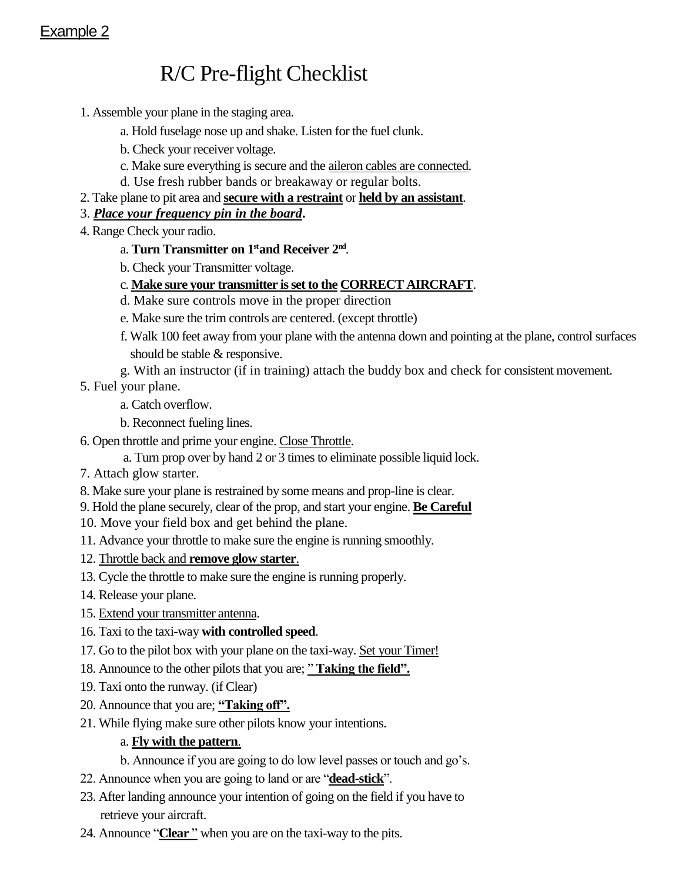Example 2

# R/C Pre-flight Checklist

1. Assemble your plane in the staging area.
   - a. Hold fuselage nose up and shake. Listen for the fuel clunk.
   - b. Check your receiver voltage.
   - c. Make sure everything is secure and the <u>aileron cables are connected</u>.
   - d. Use fresh rubber bands or breakaway or regular bolts.
2. Take plane to pit area and **<u>secure with a restraint</u>** or **<u>held by an assistant</u>**.
3. ***<u>Place your frequency pin in the board</u>*****.**
4. Range Check your radio.
   - a. **Turn Transmitter on 1st and Receiver 2nd**.
   - b. Check your Transmitter voltage.
   - c. **<u>Make sure your transmitter is set to the</u> <u>CORRECT AIRCRAFT</u>**.
   - d. Make sure controls move in the proper direction
   - e. Make sure the trim controls are centered. (except throttle)
   - f. Walk 100 feet away from your plane with the antenna down and pointing at the plane, control surfaces should be stable & responsive.
   - g. With an instructor (if in training) attach the buddy box and check for consistent movement.
5. Fuel your plane.
   - a. Catch overflow.
   - b. Reconnect fueling lines.
6. Open throttle and prime your engine. <u>Close Throttle</u>.
   - a. Turn prop over by hand 2 or 3 times to eliminate possible liquid lock.
7. Attach glow starter.
8. Make sure your plane is restrained by some means and prop-line is clear.
9. Hold the plane securely, clear of the prop, and start your engine. **<u>Be Careful</u>**
10. Move your field box and get behind the plane.
11. Advance your throttle to make sure the engine is running smoothly.
12. <u>Throttle back and **remove glow starter**.</u>
13. Cycle the throttle to make sure the engine is running properly.
14. Release your plane.
15. <u>Extend your transmitter antenna</u>.
16. Taxi to the taxi-way **with controlled speed**.
17. Go to the pilot box with your plane on the taxi-way. <u>Set your Timer!</u>
18. Announce to the other pilots that you are; **<u>" Taking the field".</u>**
19. Taxi onto the runway. (if Clear)
20. Announce that you are; **<u>"Taking off".</u>**
21. While flying make sure other pilots know your intentions.
   - a. **<u>Fly with the pattern</u>**.
   - b. Announce if you are going to do low level passes or touch and go's.
22. Announce when you are going to land or are "**<u>dead-stick</u>**".
23. After landing announce your intention of going on the field if you have to retrieve your aircraft.
24. Announce "**<u>Clear</u>** " when you are on the taxi-way to the pits.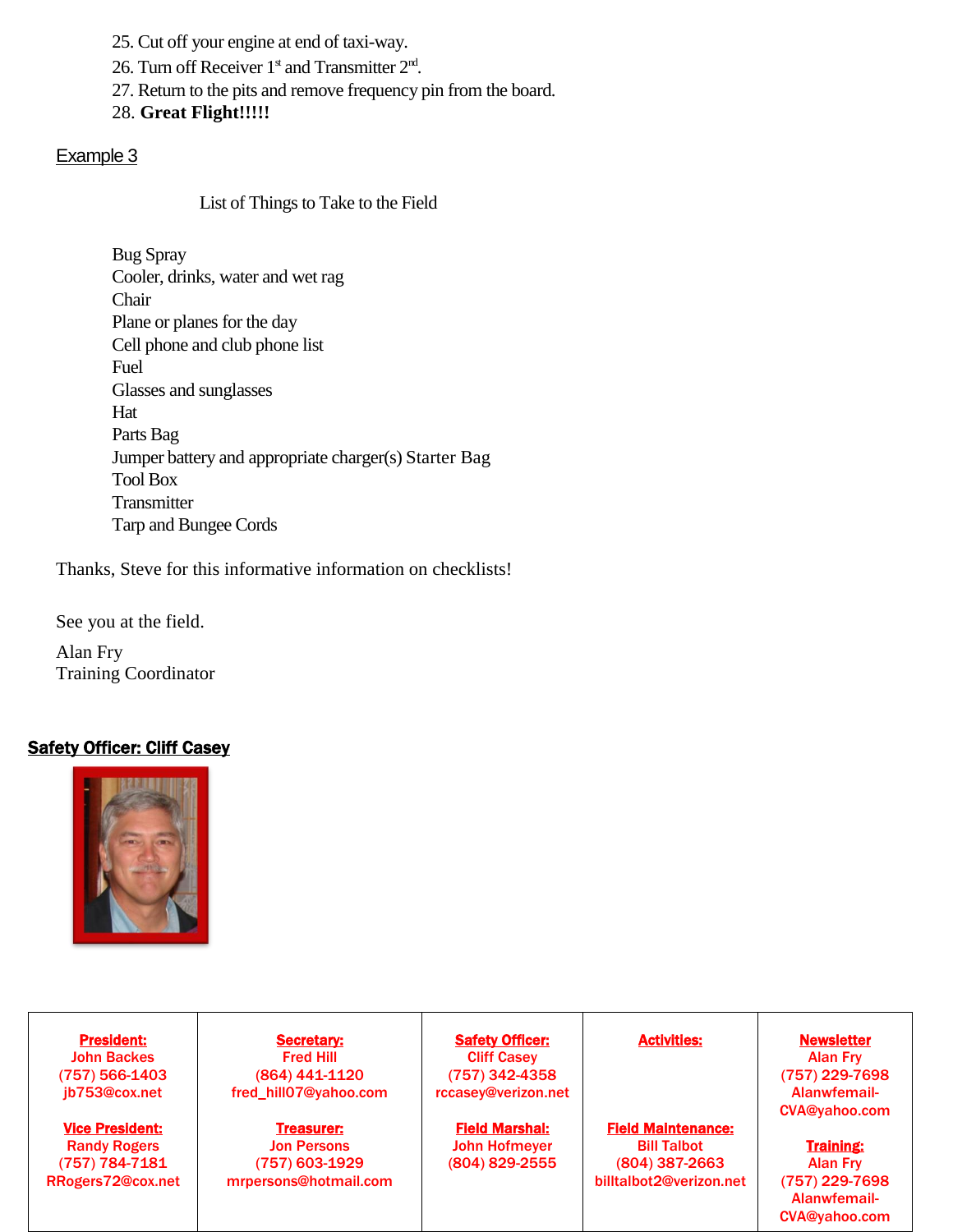25. Cut off your engine at end of taxi-way.
26. Turn off Receiver 1st and Transmitter 2nd.
27. Return to the pits and remove frequency pin from the board.
28. **Great Flight!!!!!**

Example 3

List of Things to Take to the Field

Bug Spray
Cooler, drinks, water and wet rag
Chair
Plane or planes for the day
Cell phone and club phone list
Fuel
Glasses and sunglasses
Hat
Parts Bag
Jumper battery and appropriate charger(s) Starter Bag
Tool Box
Transmitter
Tarp and Bungee Cords

Thanks, Steve for this informative information on checklists!

See you at the field.

Alan Fry
Training Coordinator

**Safety Officer: Cliff Casey**

| | | | | |
|---|---|---|---|---|
| **President:** John Backes (757) 566-1403 jb753@cox.net | **Secretary:** Fred Hill (864) 441-1120 fred_hill07@yahoo.com | **Safety Officer:** Cliff Casey (757) 342-4358 rccasey@verizon.net | **Activities:** | **Newsletter** Alan Fry (757) 229-7698 Alanwfemail-CVA@yahoo.com |
| **Vice President:** Randy Rogers (757) 784-7181 RRogers72@cox.net | **Treasurer:** Jon Persons (757) 603-1929 mrpersons@hotmail.com | **Field Marshal:** John Hofmeyer (804) 829-2555 | **Field Maintenance:** Bill Talbot (804) 387-2663 billtalbot2@verizon.net | **Training:** Alan Fry (757) 229-7698 Alanwfemail-CVA@yahoo.com |